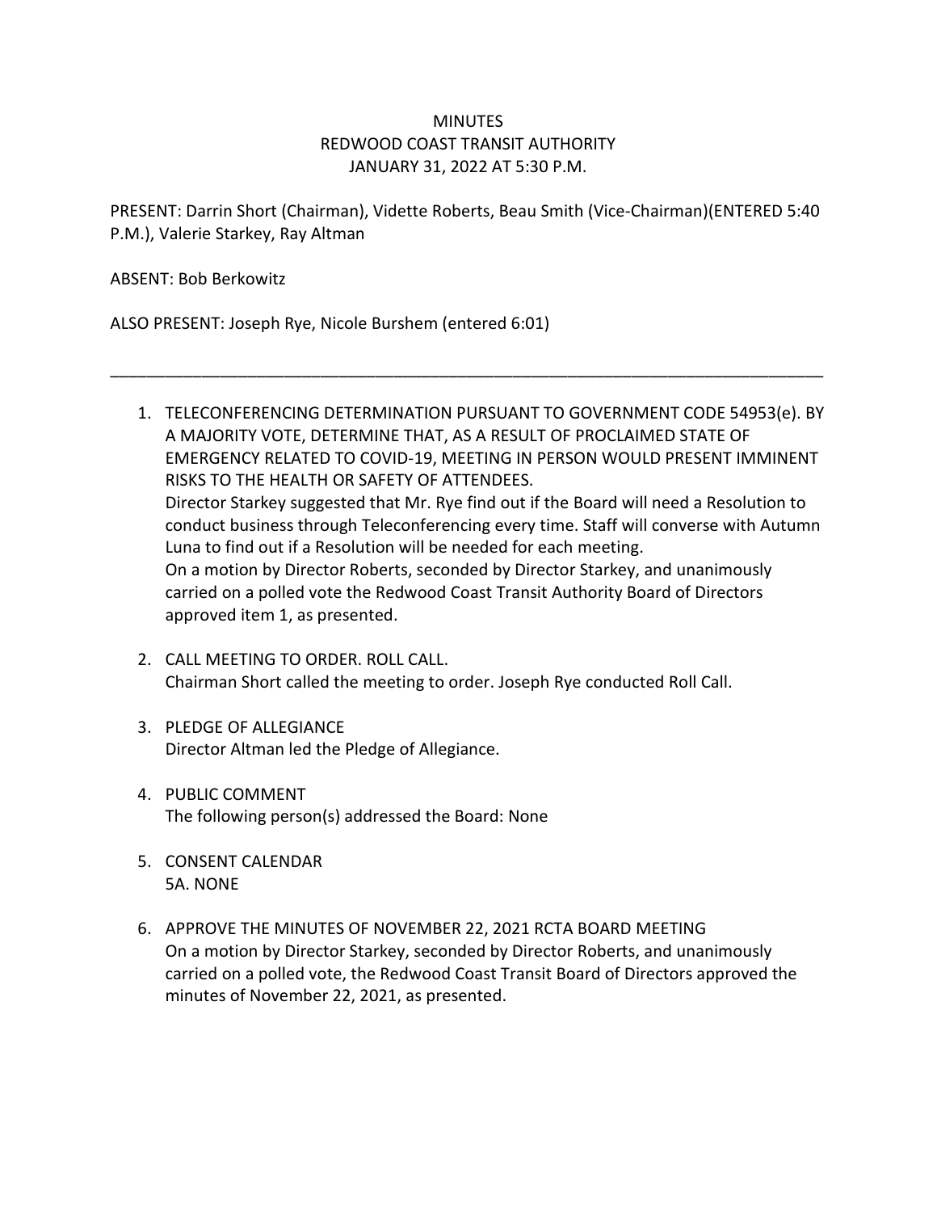# MINUTES
## REDWOOD COAST TRANSIT AUTHORITY
## JANUARY 31, 2022 AT 5:30 P.M.

PRESENT: Darrin Short (Chairman), Vidette Roberts, Beau Smith (Vice-Chairman)(ENTERED 5:40 P.M.), Valerie Starkey, Ray Altman

ABSENT: Bob Berkowitz

ALSO PRESENT: Joseph Rye, Nicole Burshem (entered 6:01)

---

1. TELECONFERENCING DETERMINATION PURSUANT TO GOVERNMENT CODE 54953(e). BY A MAJORITY VOTE, DETERMINE THAT, AS A RESULT OF PROCLAIMED STATE OF EMERGENCY RELATED TO COVID-19, MEETING IN PERSON WOULD PRESENT IMMINENT RISKS TO THE HEALTH OR SAFETY OF ATTENDEES.
   Director Starkey suggested that Mr. Rye find out if the Board will need a Resolution to conduct business through Teleconferencing every time. Staff will converse with Autumn Luna to find out if a Resolution will be needed for each meeting.
   On a motion by Director Roberts, seconded by Director Starkey, and unanimously carried on a polled vote the Redwood Coast Transit Authority Board of Directors approved item 1, as presented.

2. CALL MEETING TO ORDER. ROLL CALL.
   Chairman Short called the meeting to order. Joseph Rye conducted Roll Call.

3. PLEDGE OF ALLEGIANCE
   Director Altman led the Pledge of Allegiance.

4. PUBLIC COMMENT
   The following person(s) addressed the Board: None

5. CONSENT CALENDAR
   5A. NONE

6. APPROVE THE MINUTES OF NOVEMBER 22, 2021 RCTA BOARD MEETING
   On a motion by Director Starkey, seconded by Director Roberts, and unanimously carried on a polled vote, the Redwood Coast Transit Board of Directors approved the minutes of November 22, 2021, as presented.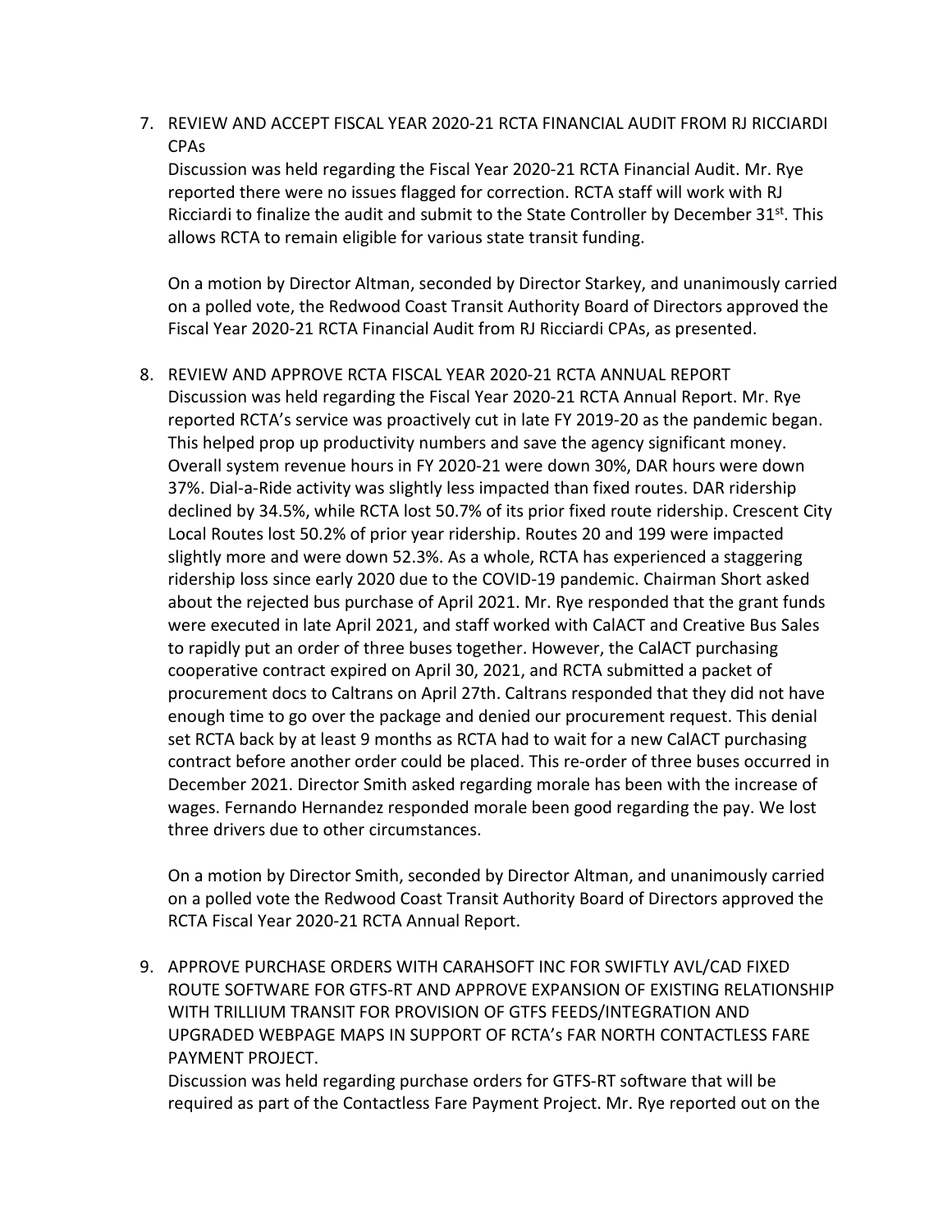7. REVIEW AND ACCEPT FISCAL YEAR 2020-21 RCTA FINANCIAL AUDIT FROM RJ RICCIARDI CPAs

   Discussion was held regarding the Fiscal Year 2020-21 RCTA Financial Audit. Mr. Rye reported there were no issues flagged for correction. RCTA staff will work with RJ Ricciardi to finalize the audit and submit to the State Controller by December 31st. This allows RCTA to remain eligible for various state transit funding.

   On a motion by Director Altman, seconded by Director Starkey, and unanimously carried on a polled vote, the Redwood Coast Transit Authority Board of Directors approved the Fiscal Year 2020-21 RCTA Financial Audit from RJ Ricciardi CPAs, as presented.

8. REVIEW AND APPROVE RCTA FISCAL YEAR 2020-21 RCTA ANNUAL REPORT

   Discussion was held regarding the Fiscal Year 2020-21 RCTA Annual Report. Mr. Rye reported RCTA's service was proactively cut in late FY 2019-20 as the pandemic began. This helped prop up productivity numbers and save the agency significant money. Overall system revenue hours in FY 2020-21 were down 30%, DAR hours were down 37%. Dial-a-Ride activity was slightly less impacted than fixed routes. DAR ridership declined by 34.5%, while RCTA lost 50.7% of its prior fixed route ridership. Crescent City Local Routes lost 50.2% of prior year ridership. Routes 20 and 199 were impacted slightly more and were down 52.3%. As a whole, RCTA has experienced a staggering ridership loss since early 2020 due to the COVID-19 pandemic. Chairman Short asked about the rejected bus purchase of April 2021. Mr. Rye responded that the grant funds were executed in late April 2021, and staff worked with CalACT and Creative Bus Sales to rapidly put an order of three buses together. However, the CalACT purchasing cooperative contract expired on April 30, 2021, and RCTA submitted a packet of procurement docs to Caltrans on April 27th. Caltrans responded that they did not have enough time to go over the package and denied our procurement request. This denial set RCTA back by at least 9 months as RCTA had to wait for a new CalACT purchasing contract before another order could be placed. This re-order of three buses occurred in December 2021. Director Smith asked regarding morale has been with the increase of wages. Fernando Hernandez responded morale been good regarding the pay. We lost three drivers due to other circumstances.

   On a motion by Director Smith, seconded by Director Altman, and unanimously carried on a polled vote the Redwood Coast Transit Authority Board of Directors approved the RCTA Fiscal Year 2020-21 RCTA Annual Report.

9. APPROVE PURCHASE ORDERS WITH CARAHSOFT INC FOR SWIFTLY AVL/CAD FIXED ROUTE SOFTWARE FOR GTFS-RT AND APPROVE EXPANSION OF EXISTING RELATIONSHIP WITH TRILLIUM TRANSIT FOR PROVISION OF GTFS FEEDS/INTEGRATION AND UPGRADED WEBPAGE MAPS IN SUPPORT OF RCTA's FAR NORTH CONTACTLESS FARE PAYMENT PROJECT.

   Discussion was held regarding purchase orders for GTFS-RT software that will be required as part of the Contactless Fare Payment Project. Mr. Rye reported out on the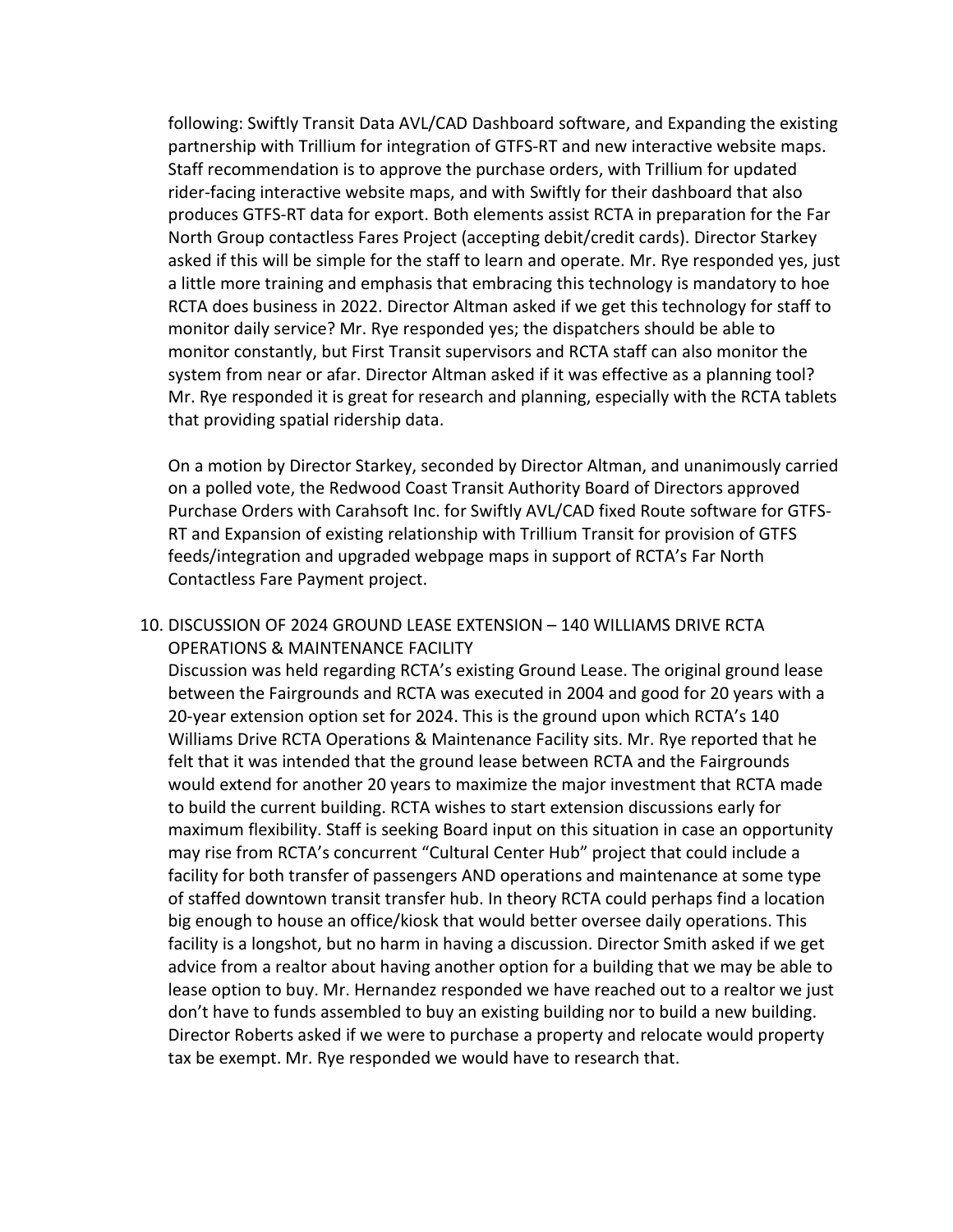following: Swiftly Transit Data AVL/CAD Dashboard software, and Expanding the existing partnership with Trillium for integration of GTFS-RT and new interactive website maps. Staff recommendation is to approve the purchase orders, with Trillium for updated rider-facing interactive website maps, and with Swiftly for their dashboard that also produces GTFS-RT data for export. Both elements assist RCTA in preparation for the Far North Group contactless Fares Project (accepting debit/credit cards). Director Starkey asked if this will be simple for the staff to learn and operate. Mr. Rye responded yes, just a little more training and emphasis that embracing this technology is mandatory to hoe RCTA does business in 2022. Director Altman asked if we get this technology for staff to monitor daily service? Mr. Rye responded yes; the dispatchers should be able to monitor constantly, but First Transit supervisors and RCTA staff can also monitor the system from near or afar. Director Altman asked if it was effective as a planning tool? Mr. Rye responded it is great for research and planning, especially with the RCTA tablets that providing spatial ridership data.

On a motion by Director Starkey, seconded by Director Altman, and unanimously carried on a polled vote, the Redwood Coast Transit Authority Board of Directors approved Purchase Orders with Carahsoft Inc. for Swiftly AVL/CAD fixed Route software for GTFS-RT and Expansion of existing relationship with Trillium Transit for provision of GTFS feeds/integration and upgraded webpage maps in support of RCTA's Far North Contactless Fare Payment project.

10. DISCUSSION OF 2024 GROUND LEASE EXTENSION – 140 WILLIAMS DRIVE RCTA OPERATIONS & MAINTENANCE FACILITY

Discussion was held regarding RCTA's existing Ground Lease. The original ground lease between the Fairgrounds and RCTA was executed in 2004 and good for 20 years with a 20-year extension option set for 2024. This is the ground upon which RCTA's 140 Williams Drive RCTA Operations & Maintenance Facility sits. Mr. Rye reported that he felt that it was intended that the ground lease between RCTA and the Fairgrounds would extend for another 20 years to maximize the major investment that RCTA made to build the current building. RCTA wishes to start extension discussions early for maximum flexibility. Staff is seeking Board input on this situation in case an opportunity may rise from RCTA's concurrent "Cultural Center Hub" project that could include a facility for both transfer of passengers AND operations and maintenance at some type of staffed downtown transit transfer hub. In theory RCTA could perhaps find a location big enough to house an office/kiosk that would better oversee daily operations. This facility is a longshot, but no harm in having a discussion. Director Smith asked if we get advice from a realtor about having another option for a building that we may be able to lease option to buy. Mr. Hernandez responded we have reached out to a realtor we just don't have to funds assembled to buy an existing building nor to build a new building. Director Roberts asked if we were to purchase a property and relocate would property tax be exempt. Mr. Rye responded we would have to research that.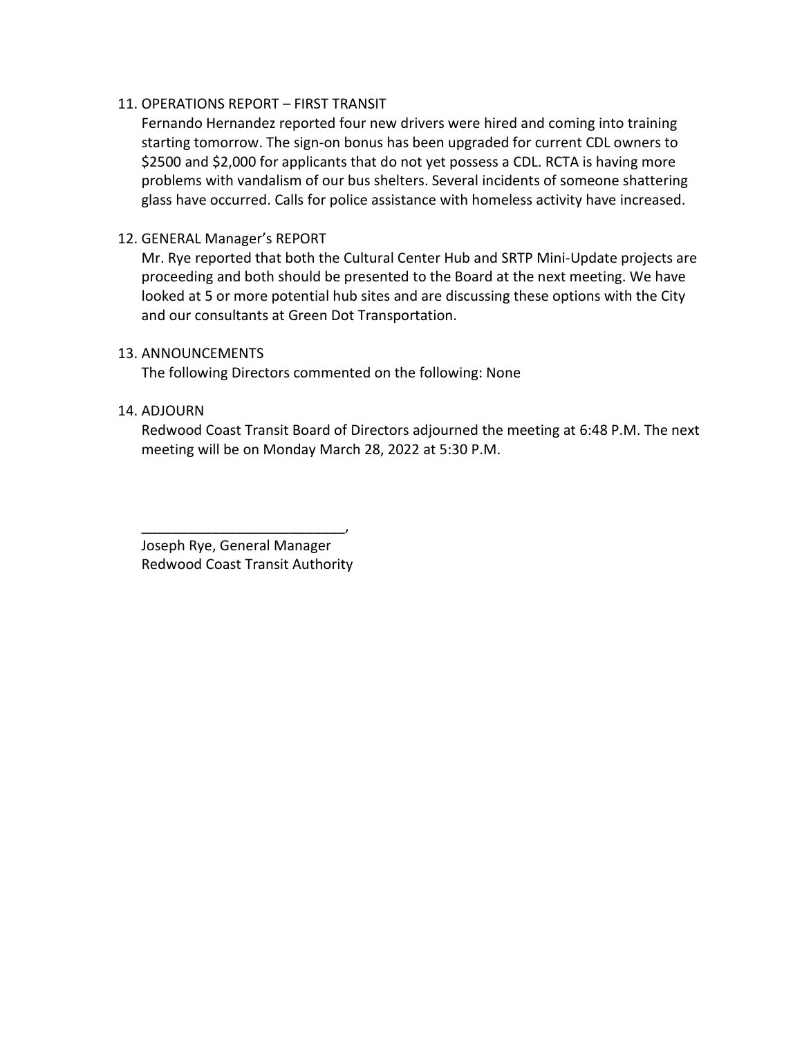11. OPERATIONS REPORT – FIRST TRANSIT

    Fernando Hernandez reported four new drivers were hired and coming into training starting tomorrow. The sign-on bonus has been upgraded for current CDL owners to $2500 and $2,000 for applicants that do not yet possess a CDL. RCTA is having more problems with vandalism of our bus shelters. Several incidents of someone shattering glass have occurred. Calls for police assistance with homeless activity have increased.

12. GENERAL Manager's REPORT

    Mr. Rye reported that both the Cultural Center Hub and SRTP Mini-Update projects are proceeding and both should be presented to the Board at the next meeting. We have looked at 5 or more potential hub sites and are discussing these options with the City and our consultants at Green Dot Transportation.

13. ANNOUNCEMENTS

    The following Directors commented on the following: None

14. ADJOURN

    Redwood Coast Transit Board of Directors adjourned the meeting at 6:48 P.M. The next meeting will be on Monday March 28, 2022 at 5:30 P.M.

___________________________,

Joseph Rye, General Manager
Redwood Coast Transit Authority